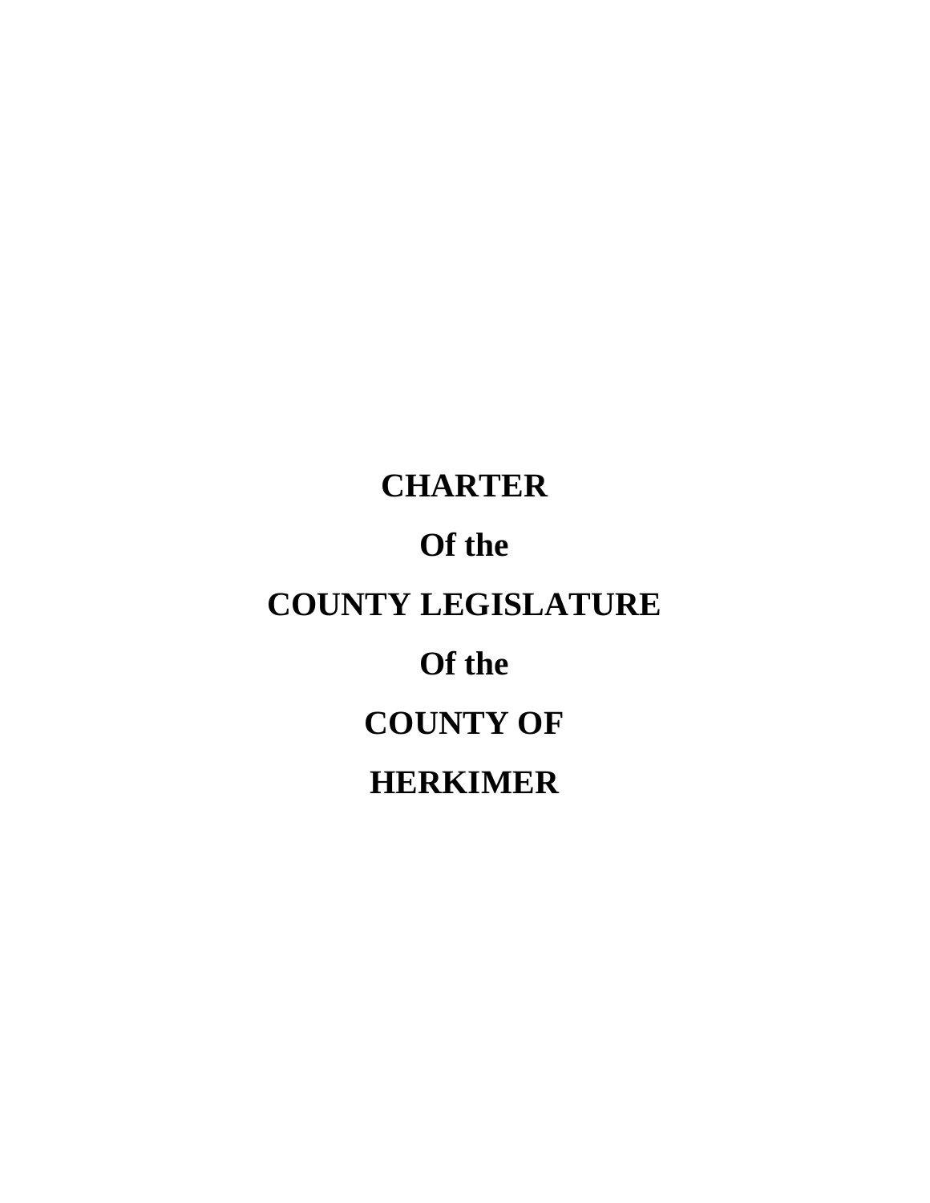# CHARTER

# Of the

# COUNTY LEGISLATURE

# Of the

# COUNTY OF

# HERKIMER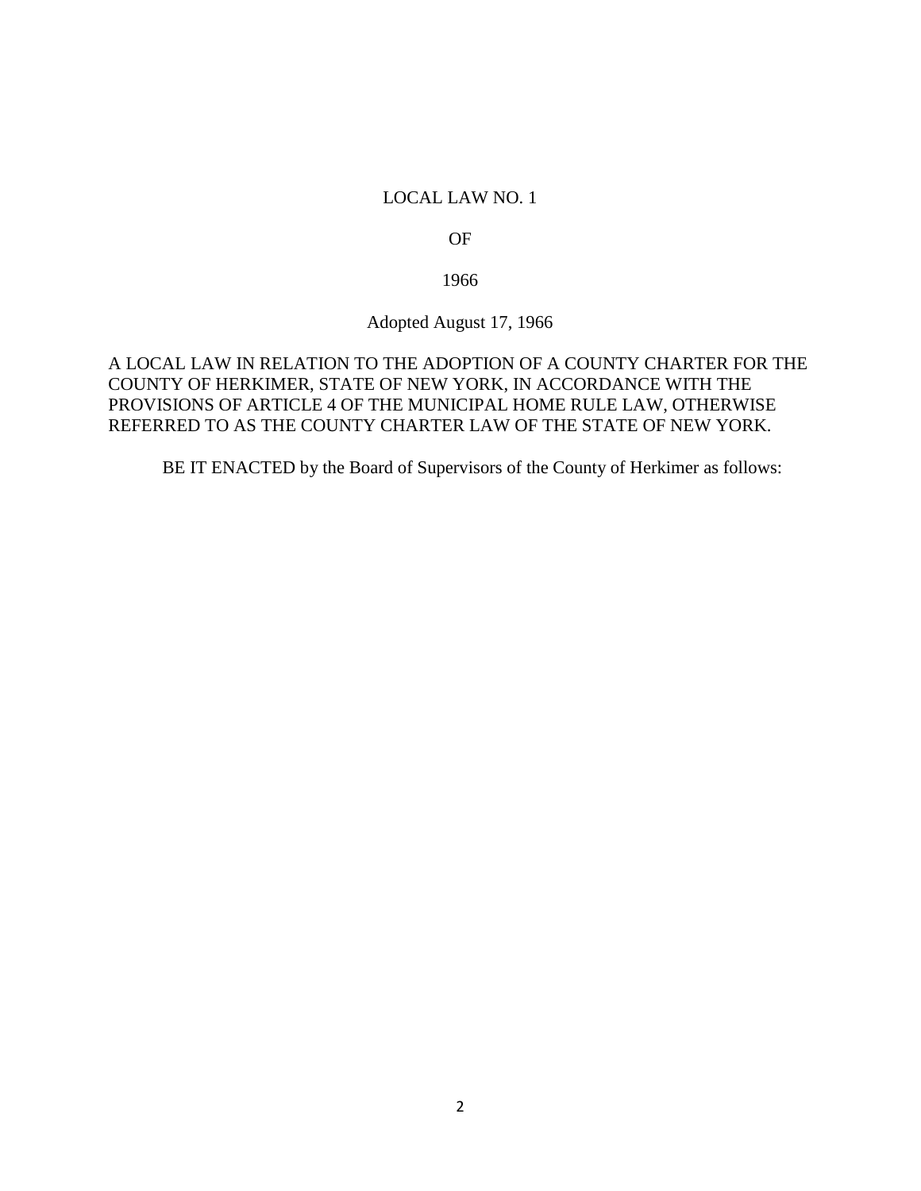# LOCAL LAW NO. 1

# OF

# 1966

Adopted August 17, 1966

A LOCAL LAW IN RELATION TO THE ADOPTION OF A COUNTY CHARTER FOR THE COUNTY OF HERKIMER, STATE OF NEW YORK, IN ACCORDANCE WITH THE PROVISIONS OF ARTICLE 4 OF THE MUNICIPAL HOME RULE LAW, OTHERWISE REFERRED TO AS THE COUNTY CHARTER LAW OF THE STATE OF NEW YORK.

BE IT ENACTED by the Board of Supervisors of the County of Herkimer as follows: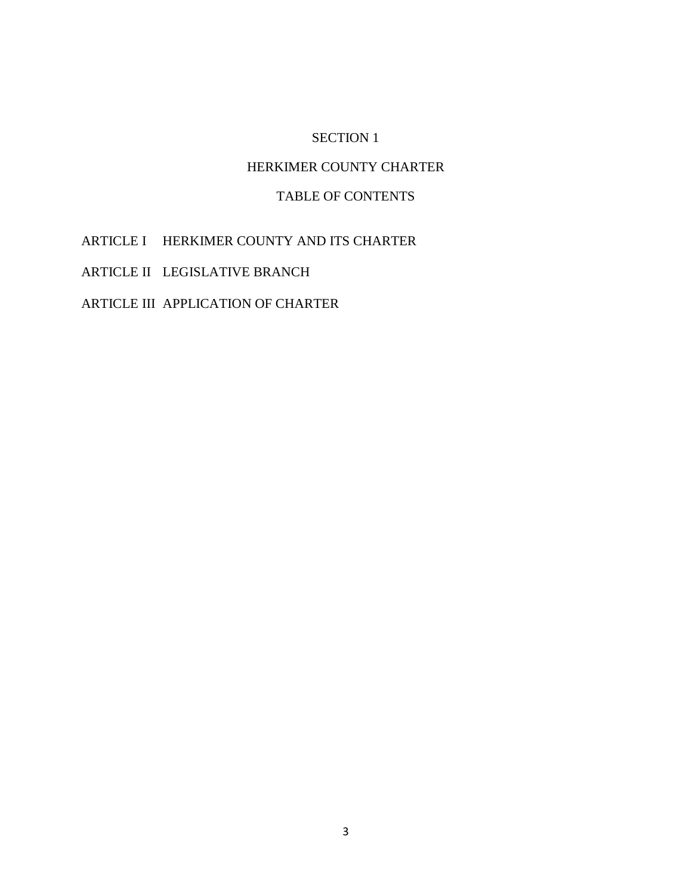# SECTION 1

## HERKIMER COUNTY CHARTER

### TABLE OF CONTENTS

ARTICLE I HERKIMER COUNTY AND ITS CHARTER

ARTICLE II LEGISLATIVE BRANCH

ARTICLE III APPLICATION OF CHARTER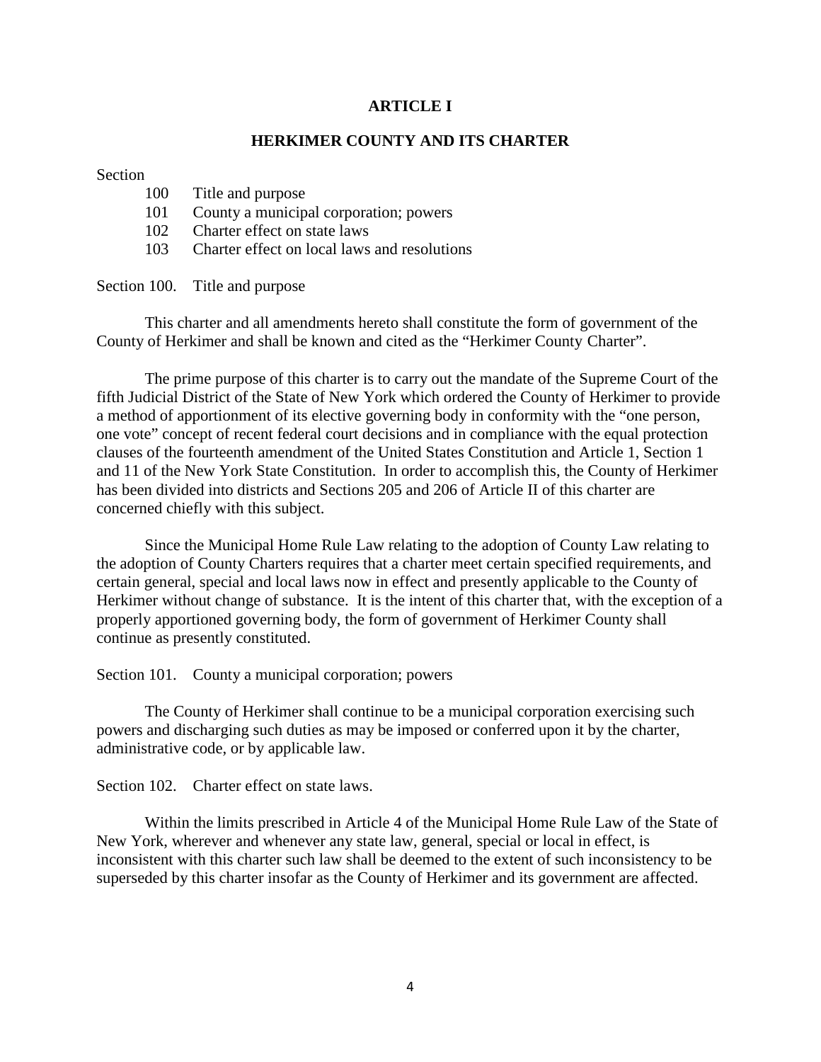# ARTICLE I

## HERKIMER COUNTY AND ITS CHARTER

Section

- 100 Title and purpose
- 101 County a municipal corporation; powers
- 102 Charter effect on state laws
- 103 Charter effect on local laws and resolutions

Section 100. Title and purpose

This charter and all amendments hereto shall constitute the form of government of the County of Herkimer and shall be known and cited as the "Herkimer County Charter".

The prime purpose of this charter is to carry out the mandate of the Supreme Court of the fifth Judicial District of the State of New York which ordered the County of Herkimer to provide a method of apportionment of its elective governing body in conformity with the "one person, one vote" concept of recent federal court decisions and in compliance with the equal protection clauses of the fourteenth amendment of the United States Constitution and Article 1, Section 1 and 11 of the New York State Constitution. In order to accomplish this, the County of Herkimer has been divided into districts and Sections 205 and 206 of Article II of this charter are concerned chiefly with this subject.

Since the Municipal Home Rule Law relating to the adoption of County Law relating to the adoption of County Charters requires that a charter meet certain specified requirements, and certain general, special and local laws now in effect and presently applicable to the County of Herkimer without change of substance. It is the intent of this charter that, with the exception of a properly apportioned governing body, the form of government of Herkimer County shall continue as presently constituted.

Section 101. County a municipal corporation; powers

The County of Herkimer shall continue to be a municipal corporation exercising such powers and discharging such duties as may be imposed or conferred upon it by the charter, administrative code, or by applicable law.

Section 102. Charter effect on state laws.

Within the limits prescribed in Article 4 of the Municipal Home Rule Law of the State of New York, wherever and whenever any state law, general, special or local in effect, is inconsistent with this charter such law shall be deemed to the extent of such inconsistency to be superseded by this charter insofar as the County of Herkimer and its government are affected.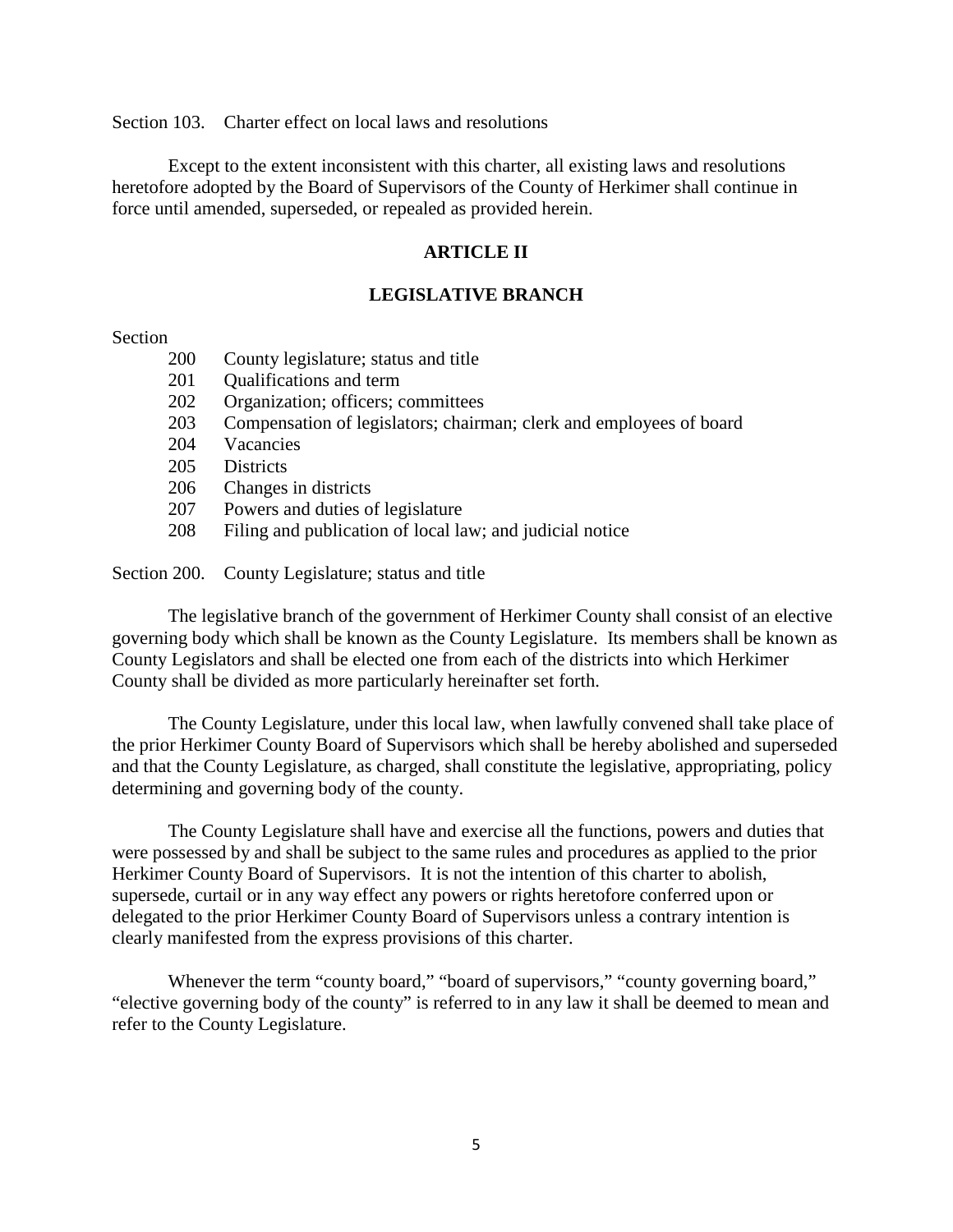Section 103. Charter effect on local laws and resolutions

Except to the extent inconsistent with this charter, all existing laws and resolutions heretofore adopted by the Board of Supervisors of the County of Herkimer shall continue in force until amended, superseded, or repealed as provided herein.

## ARTICLE II

## LEGISLATIVE BRANCH

Section

- 200 County legislature; status and title
- 201 Qualifications and term
- 202 Organization; officers; committees
- 203 Compensation of legislators; chairman; clerk and employees of board
- 204 Vacancies
- 205 Districts
- 206 Changes in districts
- 207 Powers and duties of legislature
- 208 Filing and publication of local law; and judicial notice

Section 200. County Legislature; status and title

The legislative branch of the government of Herkimer County shall consist of an elective governing body which shall be known as the County Legislature. Its members shall be known as County Legislators and shall be elected one from each of the districts into which Herkimer County shall be divided as more particularly hereinafter set forth.

The County Legislature, under this local law, when lawfully convened shall take place of the prior Herkimer County Board of Supervisors which shall be hereby abolished and superseded and that the County Legislature, as charged, shall constitute the legislative, appropriating, policy determining and governing body of the county.

The County Legislature shall have and exercise all the functions, powers and duties that were possessed by and shall be subject to the same rules and procedures as applied to the prior Herkimer County Board of Supervisors. It is not the intention of this charter to abolish, supersede, curtail or in any way effect any powers or rights heretofore conferred upon or delegated to the prior Herkimer County Board of Supervisors unless a contrary intention is clearly manifested from the express provisions of this charter.

Whenever the term "county board," "board of supervisors," "county governing board," "elective governing body of the county" is referred to in any law it shall be deemed to mean and refer to the County Legislature.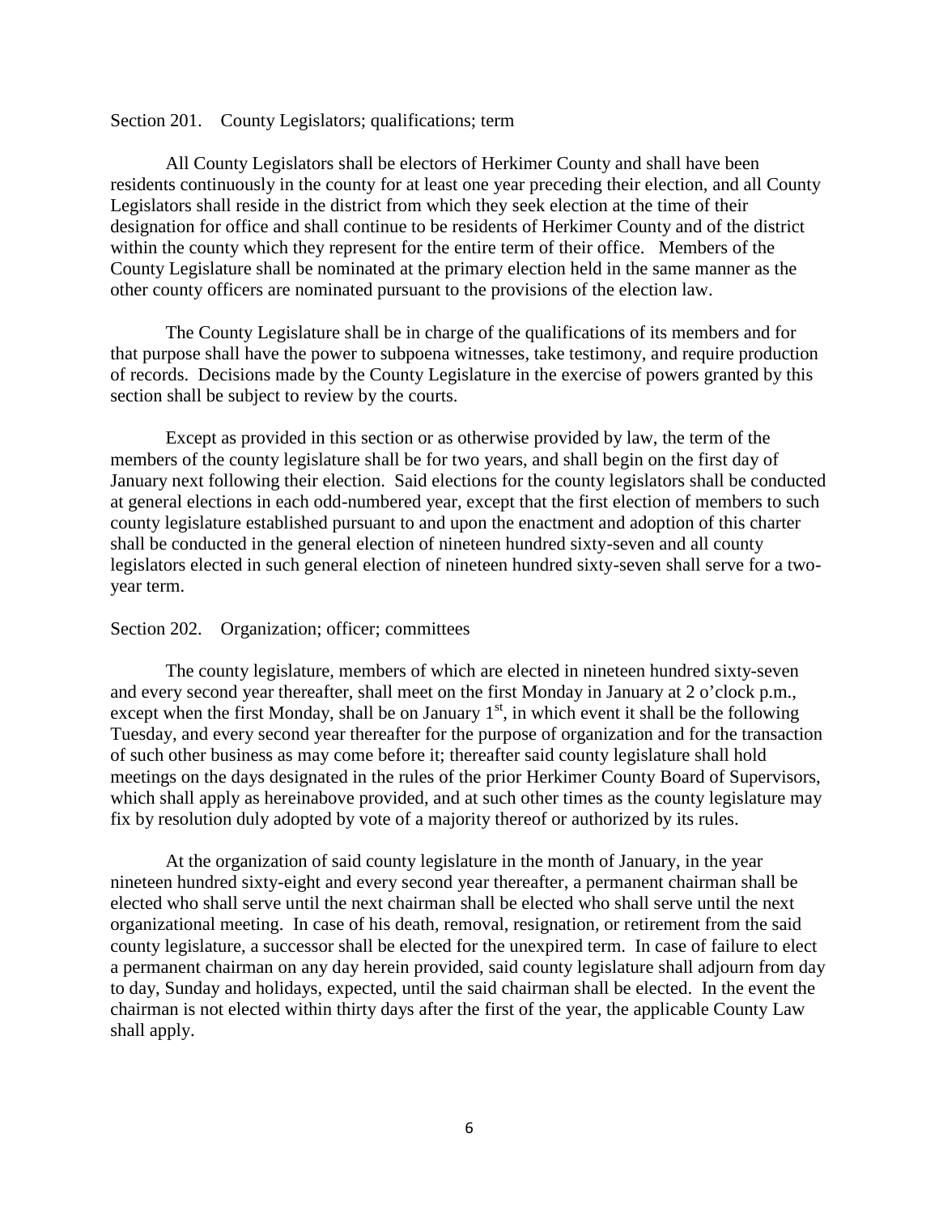Section 201. County Legislators; qualifications; term

All County Legislators shall be electors of Herkimer County and shall have been residents continuously in the county for at least one year preceding their election, and all County Legislators shall reside in the district from which they seek election at the time of their designation for office and shall continue to be residents of Herkimer County and of the district within the county which they represent for the entire term of their office. Members of the County Legislature shall be nominated at the primary election held in the same manner as the other county officers are nominated pursuant to the provisions of the election law.

The County Legislature shall be in charge of the qualifications of its members and for that purpose shall have the power to subpoena witnesses, take testimony, and require production of records. Decisions made by the County Legislature in the exercise of powers granted by this section shall be subject to review by the courts.

Except as provided in this section or as otherwise provided by law, the term of the members of the county legislature shall be for two years, and shall begin on the first day of January next following their election. Said elections for the county legislators shall be conducted at general elections in each odd-numbered year, except that the first election of members to such county legislature established pursuant to and upon the enactment and adoption of this charter shall be conducted in the general election of nineteen hundred sixty-seven and all county legislators elected in such general election of nineteen hundred sixty-seven shall serve for a two-year term.

Section 202. Organization; officer; committees

The county legislature, members of which are elected in nineteen hundred sixty-seven and every second year thereafter, shall meet on the first Monday in January at 2 o'clock p.m., except when the first Monday, shall be on January 1st, in which event it shall be the following Tuesday, and every second year thereafter for the purpose of organization and for the transaction of such other business as may come before it; thereafter said county legislature shall hold meetings on the days designated in the rules of the prior Herkimer County Board of Supervisors, which shall apply as hereinabove provided, and at such other times as the county legislature may fix by resolution duly adopted by vote of a majority thereof or authorized by its rules.

At the organization of said county legislature in the month of January, in the year nineteen hundred sixty-eight and every second year thereafter, a permanent chairman shall be elected who shall serve until the next chairman shall be elected who shall serve until the next organizational meeting. In case of his death, removal, resignation, or retirement from the said county legislature, a successor shall be elected for the unexpired term. In case of failure to elect a permanent chairman on any day herein provided, said county legislature shall adjourn from day to day, Sunday and holidays, expected, until the said chairman shall be elected. In the event the chairman is not elected within thirty days after the first of the year, the applicable County Law shall apply.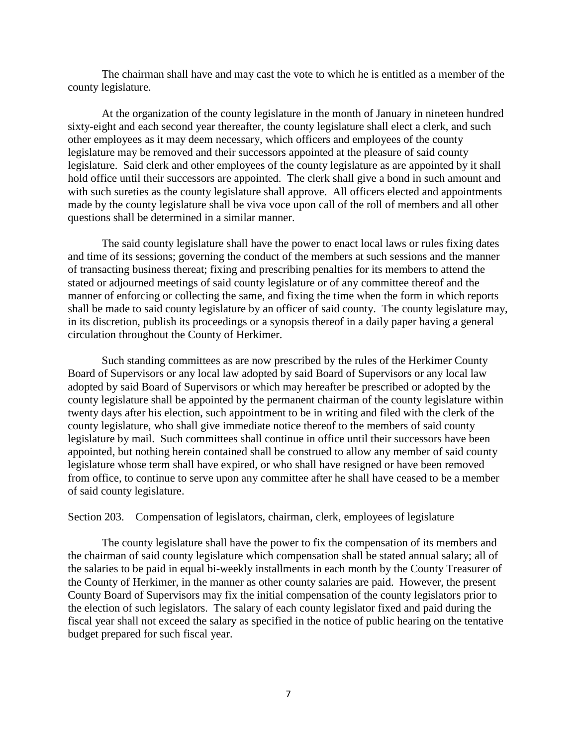The chairman shall have and may cast the vote to which he is entitled as a member of the county legislature.

At the organization of the county legislature in the month of January in nineteen hundred sixty-eight and each second year thereafter, the county legislature shall elect a clerk, and such other employees as it may deem necessary, which officers and employees of the county legislature may be removed and their successors appointed at the pleasure of said county legislature. Said clerk and other employees of the county legislature as are appointed by it shall hold office until their successors are appointed. The clerk shall give a bond in such amount and with such sureties as the county legislature shall approve. All officers elected and appointments made by the county legislature shall be viva voce upon call of the roll of members and all other questions shall be determined in a similar manner.

The said county legislature shall have the power to enact local laws or rules fixing dates and time of its sessions; governing the conduct of the members at such sessions and the manner of transacting business thereat; fixing and prescribing penalties for its members to attend the stated or adjourned meetings of said county legislature or of any committee thereof and the manner of enforcing or collecting the same, and fixing the time when the form in which reports shall be made to said county legislature by an officer of said county. The county legislature may, in its discretion, publish its proceedings or a synopsis thereof in a daily paper having a general circulation throughout the County of Herkimer.

Such standing committees as are now prescribed by the rules of the Herkimer County Board of Supervisors or any local law adopted by said Board of Supervisors or any local law adopted by said Board of Supervisors or which may hereafter be prescribed or adopted by the county legislature shall be appointed by the permanent chairman of the county legislature within twenty days after his election, such appointment to be in writing and filed with the clerk of the county legislature, who shall give immediate notice thereof to the members of said county legislature by mail. Such committees shall continue in office until their successors have been appointed, but nothing herein contained shall be construed to allow any member of said county legislature whose term shall have expired, or who shall have resigned or have been removed from office, to continue to serve upon any committee after he shall have ceased to be a member of said county legislature.

Section 203. Compensation of legislators, chairman, clerk, employees of legislature

The county legislature shall have the power to fix the compensation of its members and the chairman of said county legislature which compensation shall be stated annual salary; all of the salaries to be paid in equal bi-weekly installments in each month by the County Treasurer of the County of Herkimer, in the manner as other county salaries are paid. However, the present County Board of Supervisors may fix the initial compensation of the county legislators prior to the election of such legislators. The salary of each county legislator fixed and paid during the fiscal year shall not exceed the salary as specified in the notice of public hearing on the tentative budget prepared for such fiscal year.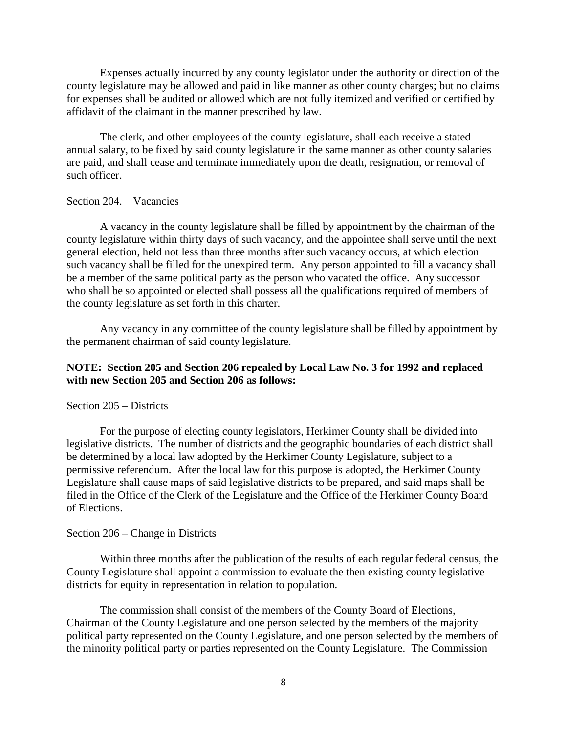Expenses actually incurred by any county legislator under the authority or direction of the county legislature may be allowed and paid in like manner as other county charges; but no claims for expenses shall be audited or allowed which are not fully itemized and verified or certified by affidavit of the claimant in the manner prescribed by law.

The clerk, and other employees of the county legislature, shall each receive a stated annual salary, to be fixed by said county legislature in the same manner as other county salaries are paid, and shall cease and terminate immediately upon the death, resignation, or removal of such officer.

Section 204. Vacancies

A vacancy in the county legislature shall be filled by appointment by the chairman of the county legislature within thirty days of such vacancy, and the appointee shall serve until the next general election, held not less than three months after such vacancy occurs, at which election such vacancy shall be filled for the unexpired term. Any person appointed to fill a vacancy shall be a member of the same political party as the person who vacated the office. Any successor who shall be so appointed or elected shall possess all the qualifications required of members of the county legislature as set forth in this charter.

Any vacancy in any committee of the county legislature shall be filled by appointment by the permanent chairman of said county legislature.

**NOTE: Section 205 and Section 206 repealed by Local Law No. 3 for 1992 and replaced with new Section 205 and Section 206 as follows:**

Section 205 – Districts

For the purpose of electing county legislators, Herkimer County shall be divided into legislative districts. The number of districts and the geographic boundaries of each district shall be determined by a local law adopted by the Herkimer County Legislature, subject to a permissive referendum. After the local law for this purpose is adopted, the Herkimer County Legislature shall cause maps of said legislative districts to be prepared, and said maps shall be filed in the Office of the Clerk of the Legislature and the Office of the Herkimer County Board of Elections.

Section 206 – Change in Districts

Within three months after the publication of the results of each regular federal census, the County Legislature shall appoint a commission to evaluate the then existing county legislative districts for equity in representation in relation to population.

The commission shall consist of the members of the County Board of Elections, Chairman of the County Legislature and one person selected by the members of the majority political party represented on the County Legislature, and one person selected by the members of the minority political party or parties represented on the County Legislature. The Commission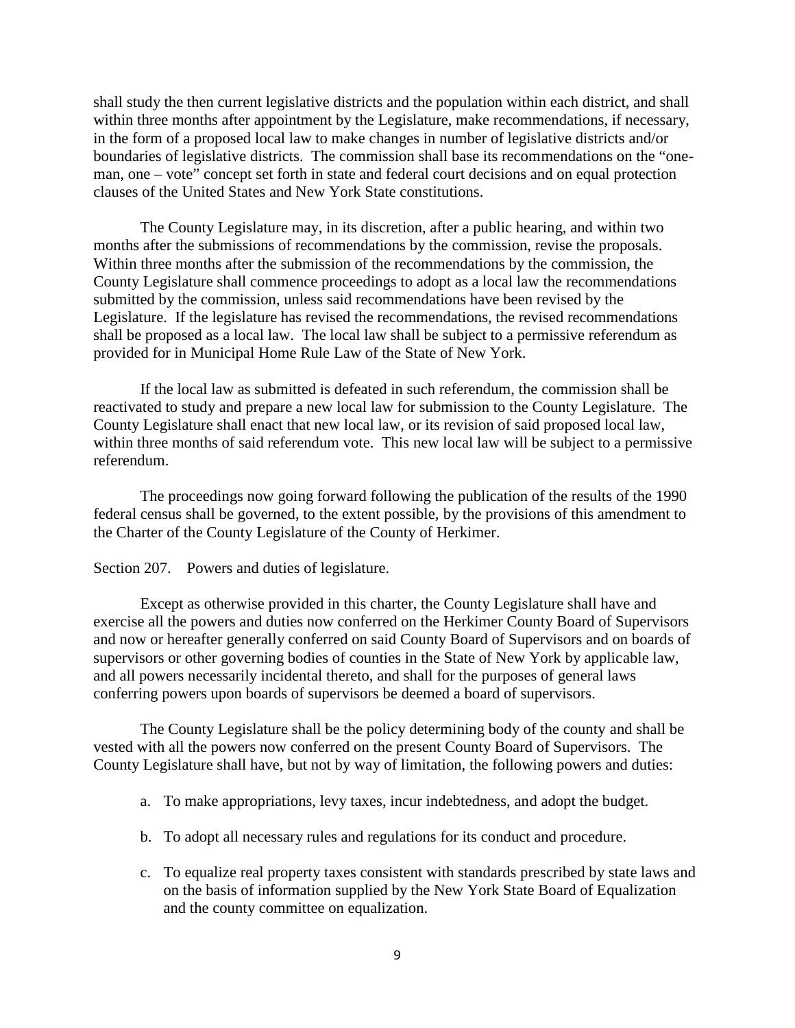shall study the then current legislative districts and the population within each district, and shall within three months after appointment by the Legislature, make recommendations, if necessary, in the form of a proposed local law to make changes in number of legislative districts and/or boundaries of legislative districts. The commission shall base its recommendations on the "one-man, one – vote" concept set forth in state and federal court decisions and on equal protection clauses of the United States and New York State constitutions.

The County Legislature may, in its discretion, after a public hearing, and within two months after the submissions of recommendations by the commission, revise the proposals. Within three months after the submission of the recommendations by the commission, the County Legislature shall commence proceedings to adopt as a local law the recommendations submitted by the commission, unless said recommendations have been revised by the Legislature. If the legislature has revised the recommendations, the revised recommendations shall be proposed as a local law. The local law shall be subject to a permissive referendum as provided for in Municipal Home Rule Law of the State of New York.

If the local law as submitted is defeated in such referendum, the commission shall be reactivated to study and prepare a new local law for submission to the County Legislature. The County Legislature shall enact that new local law, or its revision of said proposed local law, within three months of said referendum vote. This new local law will be subject to a permissive referendum.

The proceedings now going forward following the publication of the results of the 1990 federal census shall be governed, to the extent possible, by the provisions of this amendment to the Charter of the County Legislature of the County of Herkimer.

Section 207. Powers and duties of legislature.

Except as otherwise provided in this charter, the County Legislature shall have and exercise all the powers and duties now conferred on the Herkimer County Board of Supervisors and now or hereafter generally conferred on said County Board of Supervisors and on boards of supervisors or other governing bodies of counties in the State of New York by applicable law, and all powers necessarily incidental thereto, and shall for the purposes of general laws conferring powers upon boards of supervisors be deemed a board of supervisors.

The County Legislature shall be the policy determining body of the county and shall be vested with all the powers now conferred on the present County Board of Supervisors. The County Legislature shall have, but not by way of limitation, the following powers and duties:

a. To make appropriations, levy taxes, incur indebtedness, and adopt the budget.

b. To adopt all necessary rules and regulations for its conduct and procedure.

c. To equalize real property taxes consistent with standards prescribed by state laws and on the basis of information supplied by the New York State Board of Equalization and the county committee on equalization.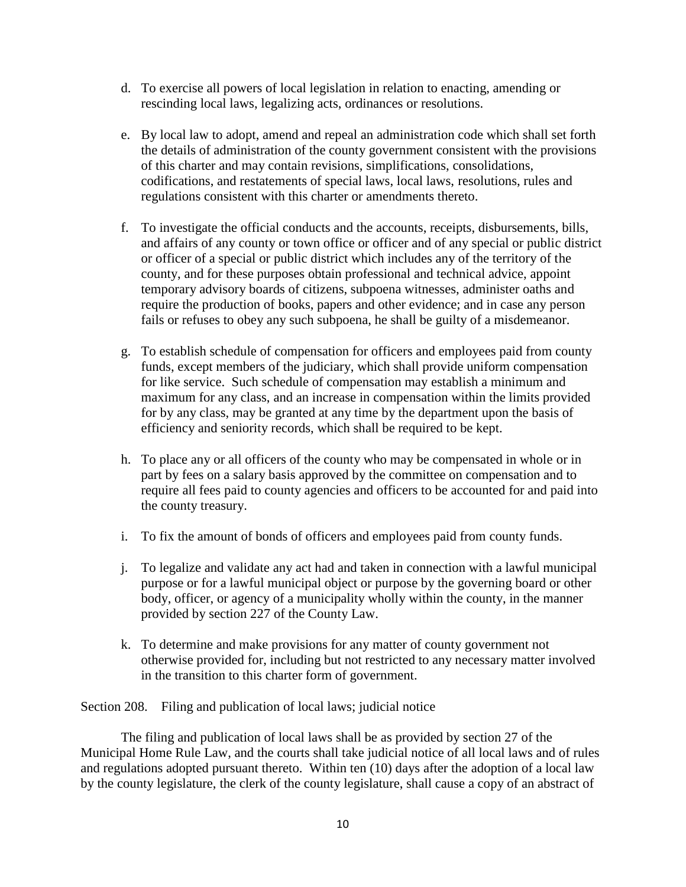d. To exercise all powers of local legislation in relation to enacting, amending or rescinding local laws, legalizing acts, ordinances or resolutions.

e. By local law to adopt, amend and repeal an administration code which shall set forth the details of administration of the county government consistent with the provisions of this charter and may contain revisions, simplifications, consolidations, codifications, and restatements of special laws, local laws, resolutions, rules and regulations consistent with this charter or amendments thereto.

f. To investigate the official conducts and the accounts, receipts, disbursements, bills, and affairs of any county or town office or officer and of any special or public district or officer of a special or public district which includes any of the territory of the county, and for these purposes obtain professional and technical advice, appoint temporary advisory boards of citizens, subpoena witnesses, administer oaths and require the production of books, papers and other evidence; and in case any person fails or refuses to obey any such subpoena, he shall be guilty of a misdemeanor.

g. To establish schedule of compensation for officers and employees paid from county funds, except members of the judiciary, which shall provide uniform compensation for like service. Such schedule of compensation may establish a minimum and maximum for any class, and an increase in compensation within the limits provided for by any class, may be granted at any time by the department upon the basis of efficiency and seniority records, which shall be required to be kept.

h. To place any or all officers of the county who may be compensated in whole or in part by fees on a salary basis approved by the committee on compensation and to require all fees paid to county agencies and officers to be accounted for and paid into the county treasury.

i. To fix the amount of bonds of officers and employees paid from county funds.

j. To legalize and validate any act had and taken in connection with a lawful municipal purpose or for a lawful municipal object or purpose by the governing board or other body, officer, or agency of a municipality wholly within the county, in the manner provided by section 227 of the County Law.

k. To determine and make provisions for any matter of county government not otherwise provided for, including but not restricted to any necessary matter involved in the transition to this charter form of government.

Section 208. Filing and publication of local laws; judicial notice

The filing and publication of local laws shall be as provided by section 27 of the Municipal Home Rule Law, and the courts shall take judicial notice of all local laws and of rules and regulations adopted pursuant thereto. Within ten (10) days after the adoption of a local law by the county legislature, the clerk of the county legislature, shall cause a copy of an abstract of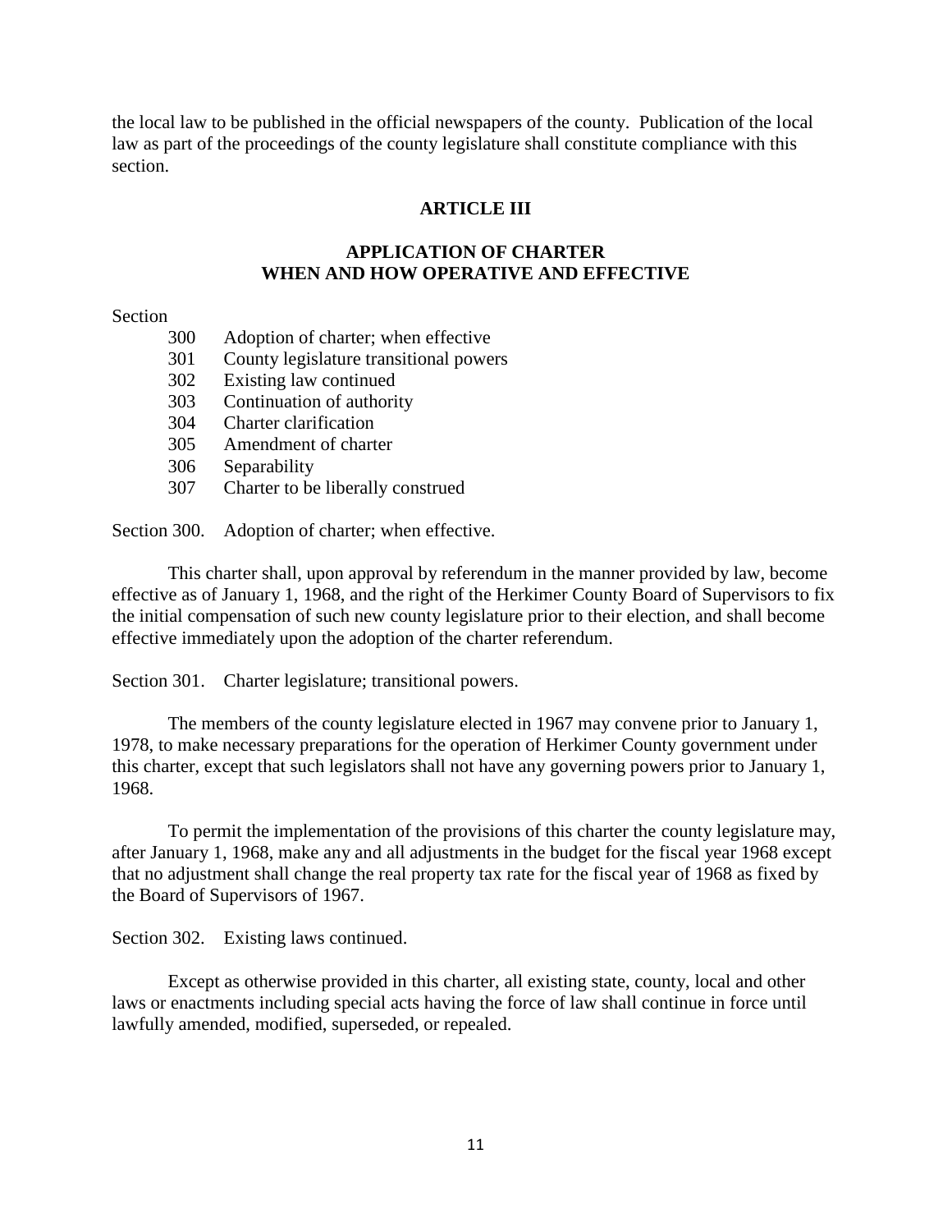the local law to be published in the official newspapers of the county. Publication of the local law as part of the proceedings of the county legislature shall constitute compliance with this section.

## ARTICLE III

## APPLICATION OF CHARTER WHEN AND HOW OPERATIVE AND EFFECTIVE

Section

- 300 Adoption of charter; when effective
- 301 County legislature transitional powers
- 302 Existing law continued
- 303 Continuation of authority
- 304 Charter clarification
- 305 Amendment of charter
- 306 Separability
- 307 Charter to be liberally construed

Section 300. Adoption of charter; when effective.

This charter shall, upon approval by referendum in the manner provided by law, become effective as of January 1, 1968, and the right of the Herkimer County Board of Supervisors to fix the initial compensation of such new county legislature prior to their election, and shall become effective immediately upon the adoption of the charter referendum.

Section 301. Charter legislature; transitional powers.

The members of the county legislature elected in 1967 may convene prior to January 1, 1978, to make necessary preparations for the operation of Herkimer County government under this charter, except that such legislators shall not have any governing powers prior to January 1, 1968.

To permit the implementation of the provisions of this charter the county legislature may, after January 1, 1968, make any and all adjustments in the budget for the fiscal year 1968 except that no adjustment shall change the real property tax rate for the fiscal year of 1968 as fixed by the Board of Supervisors of 1967.

Section 302. Existing laws continued.

Except as otherwise provided in this charter, all existing state, county, local and other laws or enactments including special acts having the force of law shall continue in force until lawfully amended, modified, superseded, or repealed.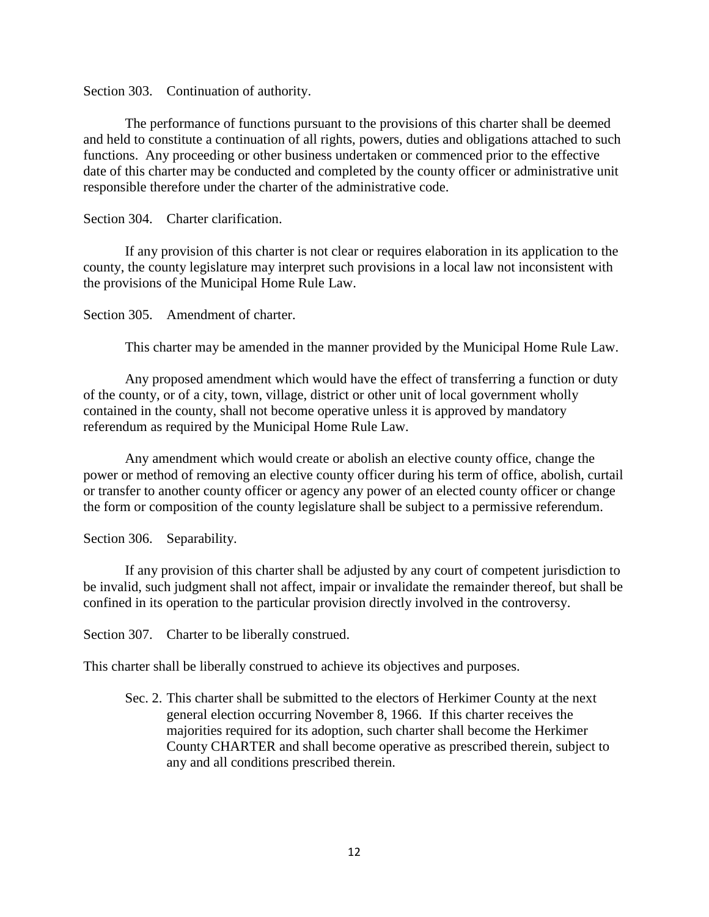Section 303. Continuation of authority.

The performance of functions pursuant to the provisions of this charter shall be deemed and held to constitute a continuation of all rights, powers, duties and obligations attached to such functions. Any proceeding or other business undertaken or commenced prior to the effective date of this charter may be conducted and completed by the county officer or administrative unit responsible therefore under the charter of the administrative code.

Section 304. Charter clarification.

If any provision of this charter is not clear or requires elaboration in its application to the county, the county legislature may interpret such provisions in a local law not inconsistent with the provisions of the Municipal Home Rule Law.

Section 305. Amendment of charter.

This charter may be amended in the manner provided by the Municipal Home Rule Law.

Any proposed amendment which would have the effect of transferring a function or duty of the county, or of a city, town, village, district or other unit of local government wholly contained in the county, shall not become operative unless it is approved by mandatory referendum as required by the Municipal Home Rule Law.

Any amendment which would create or abolish an elective county office, change the power or method of removing an elective county officer during his term of office, abolish, curtail or transfer to another county officer or agency any power of an elected county officer or change the form or composition of the county legislature shall be subject to a permissive referendum.

Section 306. Separability.

If any provision of this charter shall be adjusted by any court of competent jurisdiction to be invalid, such judgment shall not affect, impair or invalidate the remainder thereof, but shall be confined in its operation to the particular provision directly involved in the controversy.

Section 307. Charter to be liberally construed.

This charter shall be liberally construed to achieve its objectives and purposes.

Sec. 2. This charter shall be submitted to the electors of Herkimer County at the next general election occurring November 8, 1966. If this charter receives the majorities required for its adoption, such charter shall become the Herkimer County CHARTER and shall become operative as prescribed therein, subject to any and all conditions prescribed therein.